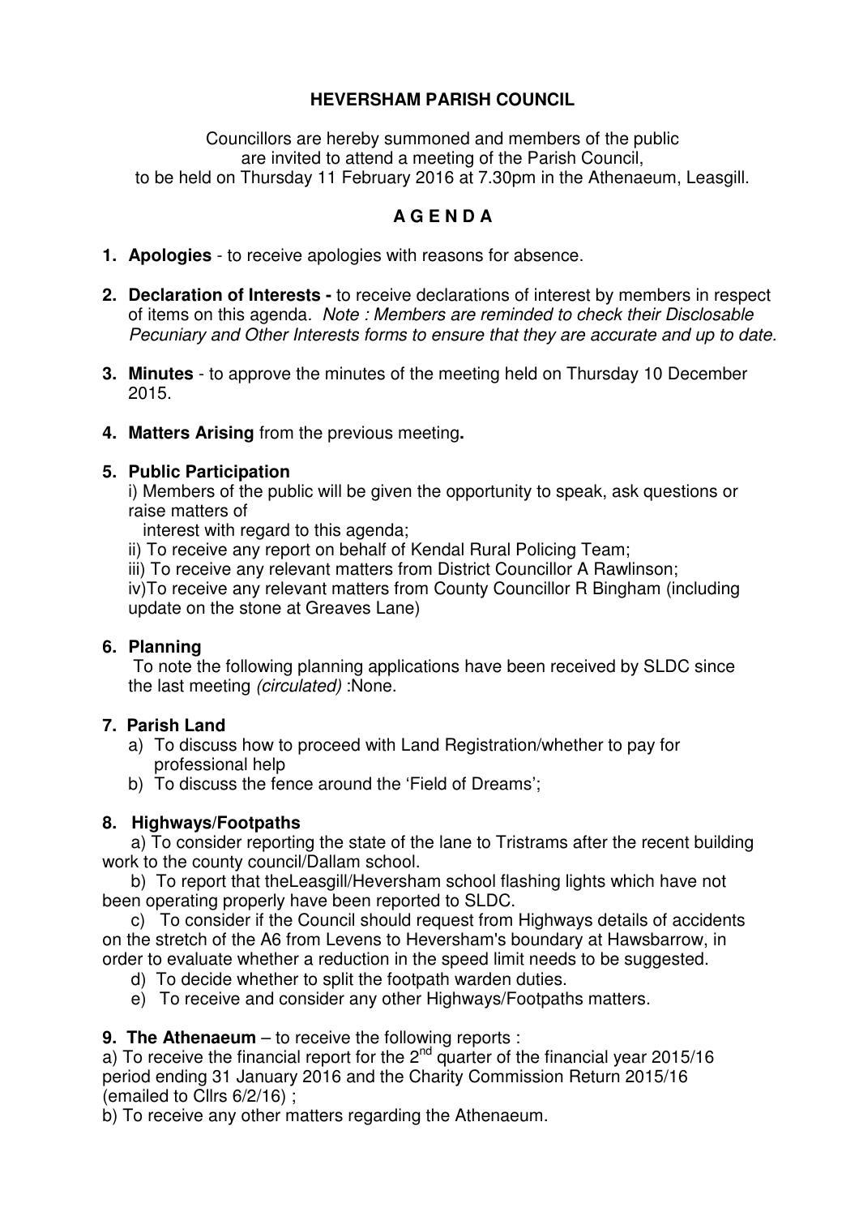# HEVERSHAM PARISH COUNCIL

Councillors are hereby summoned and members of the public are invited to attend a meeting of the Parish Council, to be held on Thursday 11 February 2016 at 7.30pm in the Athenaeum, Leasgill.

## A G E N D A

1. **Apologies** - to receive apologies with reasons for absence.

2. **Declaration of Interests -** to receive declarations of interest by members in respect of items on this agenda. *Note : Members are reminded to check their Disclosable Pecuniary and Other Interests forms to ensure that they are accurate and up to date.*

3. **Minutes** - to approve the minutes of the meeting held on Thursday 10 December 2015.

4. **Matters Arising** from the previous meeting**.**

5. **Public Participation**

   i) Members of the public will be given the opportunity to speak, ask questions or raise matters of interest with regard to this agenda;

   ii) To receive any report on behalf of Kendal Rural Policing Team;

   iii) To receive any relevant matters from District Councillor A Rawlinson;

   iv)To receive any relevant matters from County Councillor R Bingham (including update on the stone at Greaves Lane)

6. **Planning**

   To note the following planning applications have been received by SLDC since the last meeting *(circulated)* :None.

7. **Parish Land**

   a) To discuss how to proceed with Land Registration/whether to pay for professional help

   b) To discuss the fence around the 'Field of Dreams';

8. **Highways/Footpaths**

   a) To consider reporting the state of the lane to Tristrams after the recent building work to the county council/Dallam school.

   b) To report that theLeasgill/Heversham school flashing lights which have not been operating properly have been reported to SLDC.

   c) To consider if the Council should request from Highways details of accidents on the stretch of the A6 from Levens to Heversham's boundary at Hawsbarrow, in order to evaluate whether a reduction in the speed limit needs to be suggested.

   d) To decide whether to split the footpath warden duties.

   e) To receive and consider any other Highways/Footpaths matters.

9. **The Athenaeum** – to receive the following reports :

   a) To receive the financial report for the 2nd quarter of the financial year 2015/16 period ending 31 January 2016 and the Charity Commission Return 2015/16 (emailed to Cllrs 6/2/16) ;

   b) To receive any other matters regarding the Athenaeum.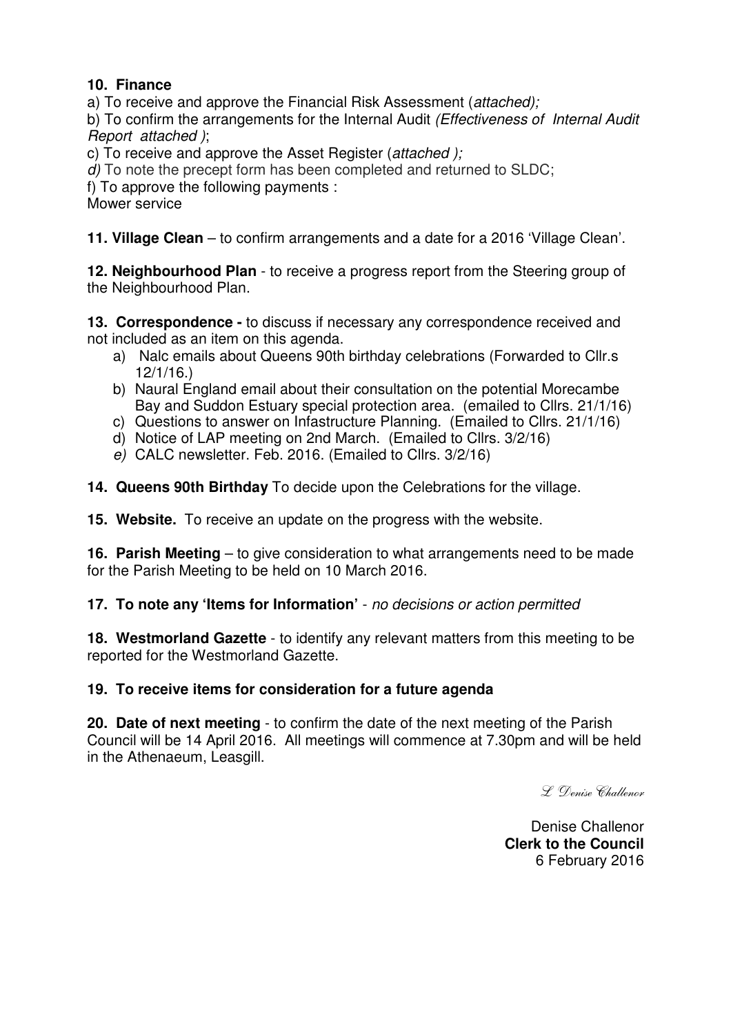**10. Finance**

a) To receive and approve the Financial Risk Assessment (*attached);*

b) To confirm the arrangements for the Internal Audit *(Effectiveness of Internal Audit Report attached )*;

c) To receive and approve the Asset Register (*attached );*

*d)* To note the precept form has been completed and returned to SLDC;

f) To approve the following payments :

Mower service

**11. Village Clean** – to confirm arrangements and a date for a 2016 'Village Clean'.

**12. Neighbourhood Plan** - to receive a progress report from the Steering group of the Neighbourhood Plan.

**13. Correspondence -** to discuss if necessary any correspondence received and not included as an item on this agenda.

a) Nalc emails about Queens 90th birthday celebrations (Forwarded to Cllr.s 12/1/16.)
b) Naural England email about their consultation on the potential Morecambe Bay and Suddon Estuary special protection area. (emailed to Cllrs. 21/1/16)
c) Questions to answer on Infastructure Planning. (Emailed to Cllrs. 21/1/16)
d) Notice of LAP meeting on 2nd March. (Emailed to Cllrs. 3/2/16)
*e)* CALC newsletter. Feb. 2016. (Emailed to Cllrs. 3/2/16)

**14. Queens 90th Birthday** To decide upon the Celebrations for the village.

**15. Website.** To receive an update on the progress with the website.

**16. Parish Meeting** – to give consideration to what arrangements need to be made for the Parish Meeting to be held on 10 March 2016.

**17. To note any 'Items for Information'** - *no decisions or action permitted*

**18. Westmorland Gazette** - to identify any relevant matters from this meeting to be reported for the Westmorland Gazette.

**19. To receive items for consideration for a future agenda**

**20. Date of next meeting** - to confirm the date of the next meeting of the Parish Council will be 14 April 2016. All meetings will commence at 7.30pm and will be held in the Athenaeum, Leasgill.

*L Denise Challenor*

Denise Challenor
**Clerk to the Council**
6 February 2016